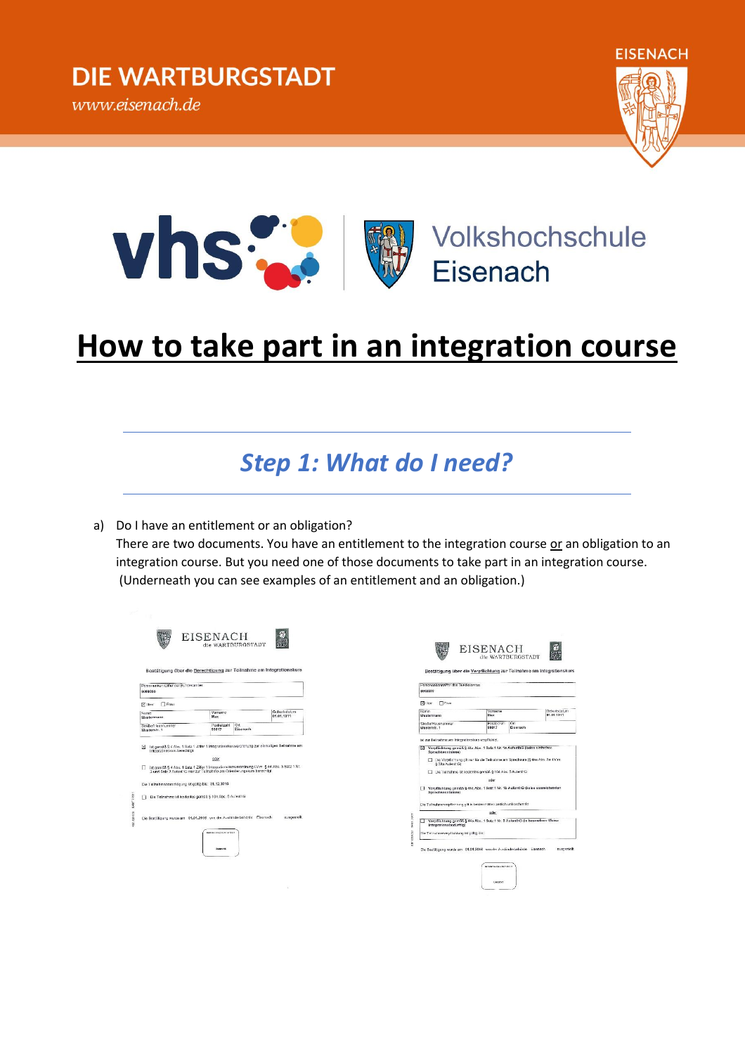DIE WARTBURGSTADT

www.eisenach.de

EISENACH

Volkshochschule Eisenach

# How to take part in an integration course

## *Step 1: What do I need?*

a) Do I have an entitlement or an obligation?

There are two documents. You have an entitlement to the integration course <u>or</u> an obligation to an integration course. But you need one of those documents to take part in an integration course. (Underneath you can see examples of an entitlement and an obligation.)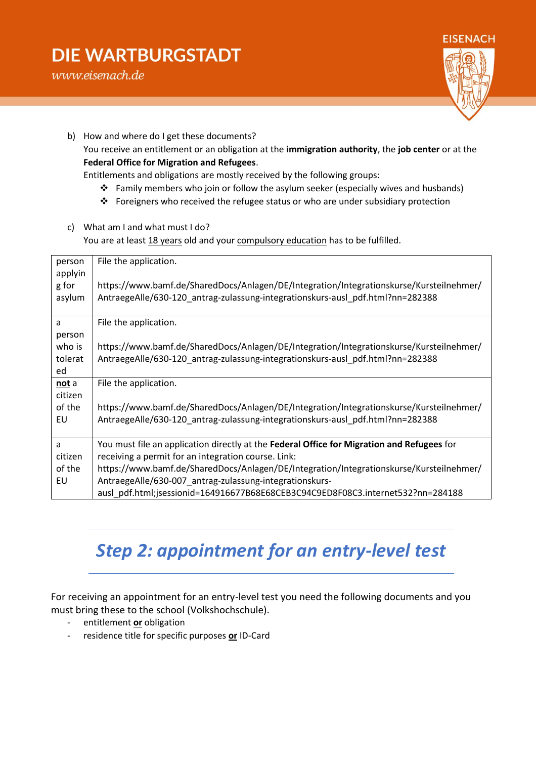b) How and where do I get these documents?
You receive an entitlement or an obligation at the **immigration authority**, the **job center** or at the **Federal Office for Migration and Refugees**.
Entitlements and obligations are mostly received by the following groups:
- Family members who join or follow the asylum seeker (especially wives and husbands)
- Foreigners who received the refugee status or who are under subsidiary protection

c) What am I and what must I do?
You are at least <u>18 years</u> old and your <u>compulsory education</u> has to be fulfilled.

| | |
|---|---|
| person applying for asylum | File the application.<br><br>https://www.bamf.de/SharedDocs/Anlagen/DE/Integration/Integrationskurse/Kursteilnehmer/AntraegeAlle/630-120_antrag-zulassung-integrationskurs-ausl_pdf.html?nn=282388 |
| a person who is tolerated | File the application.<br><br>https://www.bamf.de/SharedDocs/Anlagen/DE/Integration/Integrationskurse/Kursteilnehmer/AntraegeAlle/630-120_antrag-zulassung-integrationskurs-ausl_pdf.html?nn=282388 |
| <u>**not**</u> a citizen of the EU | File the application.<br><br>https://www.bamf.de/SharedDocs/Anlagen/DE/Integration/Integrationskurse/Kursteilnehmer/AntraegeAlle/630-120_antrag-zulassung-integrationskurs-ausl_pdf.html?nn=282388 |
| a citizen of the EU | You must file an application directly at the **Federal Office for Migration and Refugees** for receiving a permit for an integration course. Link:<br>https://www.bamf.de/SharedDocs/Anlagen/DE/Integration/Integrationskurse/Kursteilnehmer/AntraegeAlle/630-007_antrag-zulassung-integrationskurs-ausl_pdf.html;jsessionid=164916677B68E68CEB3C94C9ED8F08C3.internet532?nn=284188 |

## *Step 2: appointment for an entry-level test*

For receiving an appointment for an entry-level test you need the following documents and you must bring these to the school (Volkshochschule).

- entitlement <u>**or**</u> obligation
- residence title for specific purposes <u>**or**</u> ID-Card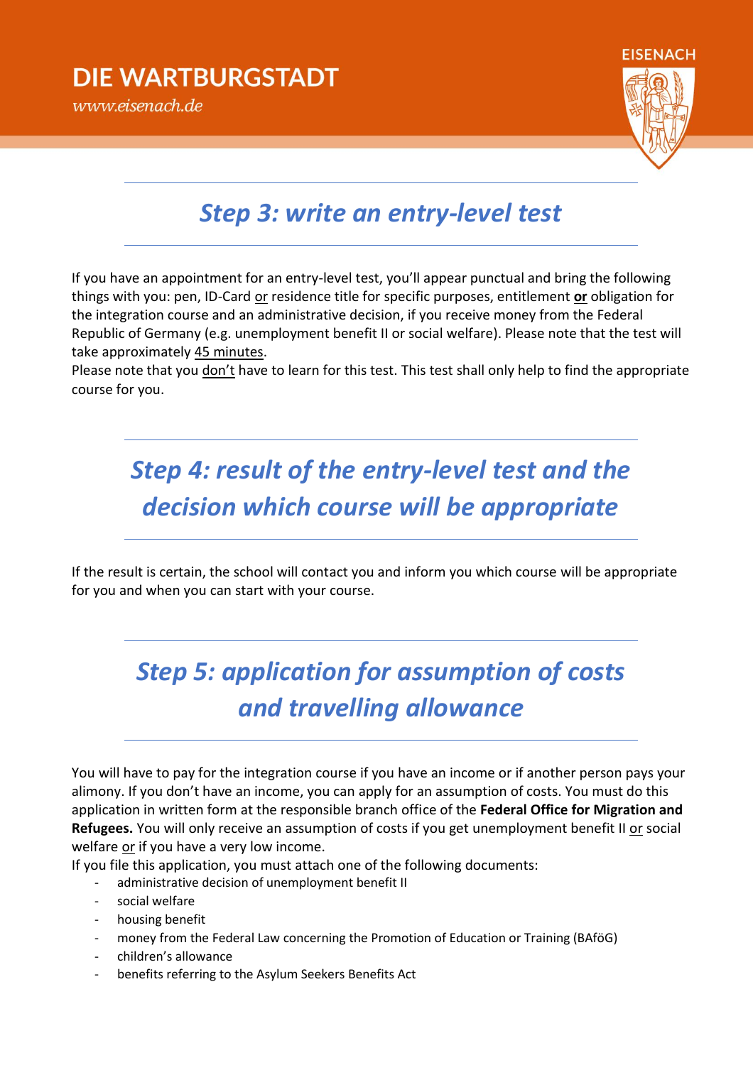## *Step 3: write an entry-level test*

If you have an appointment for an entry-level test, you'll appear punctual and bring the following things with you: pen, ID-Card or residence title for specific purposes, entitlement **or** obligation for the integration course and an administrative decision, if you receive money from the Federal Republic of Germany (e.g. unemployment benefit II or social welfare). Please note that the test will take approximately 45 minutes.

Please note that you don't have to learn for this test. This test shall only help to find the appropriate course for you.

## *Step 4: result of the entry-level test and the decision which course will be appropriate*

If the result is certain, the school will contact you and inform you which course will be appropriate for you and when you can start with your course.

## *Step 5: application for assumption of costs and travelling allowance*

You will have to pay for the integration course if you have an income or if another person pays your alimony. If you don't have an income, you can apply for an assumption of costs. You must do this application in written form at the responsible branch office of the **Federal Office for Migration and Refugees.** You will only receive an assumption of costs if you get unemployment benefit II or social welfare or if you have a very low income.

If you file this application, you must attach one of the following documents:

- administrative decision of unemployment benefit II
- social welfare
- housing benefit
- money from the Federal Law concerning the Promotion of Education or Training (BAföG)
- children's allowance
- benefits referring to the Asylum Seekers Benefits Act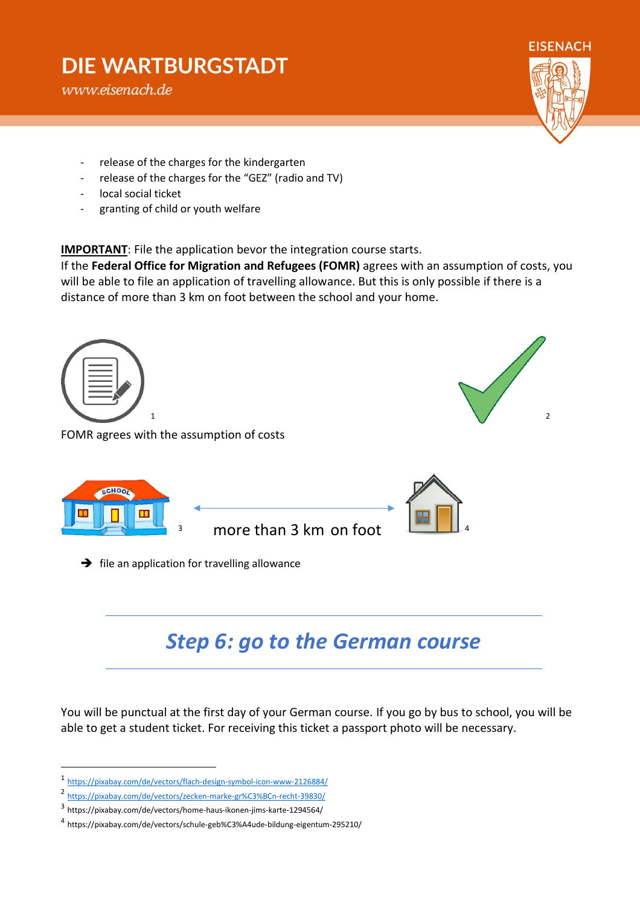- release of the charges for the kindergarten
- release of the charges for the “GEZ” (radio and TV)
- local social ticket
- granting of child or youth welfare

**IMPORTANT**: File the application bevor the integration course starts.
If the **Federal Office for Migration and Refugees (FOMR)** agrees with an assumption of costs, you will be able to file an application of travelling allowance. But this is only possible if there is a distance of more than 3 km on foot between the school and your home.

[1] [2]

FOMR agrees with the assumption of costs

[3] more than 3 km on foot [4]

→ file an application for travelling allowance

## *Step 6: go to the German course*

You will be punctual at the first day of your German course. If you go by bus to school, you will be able to get a student ticket. For receiving this ticket a passport photo will be necessary.

[1] https://pixabay.com/de/vectors/flach-design-symbol-icon-www-2126884/
[2] https://pixabay.com/de/vectors/zecken-marke-gr%C3%BCn-recht-39830/
[3] https://pixabay.com/de/vectors/home-haus-ikonen-jims-karte-1294564/
[4] https://pixabay.com/de/vectors/schule-geb%C3%A4ude-bildung-eigentum-295210/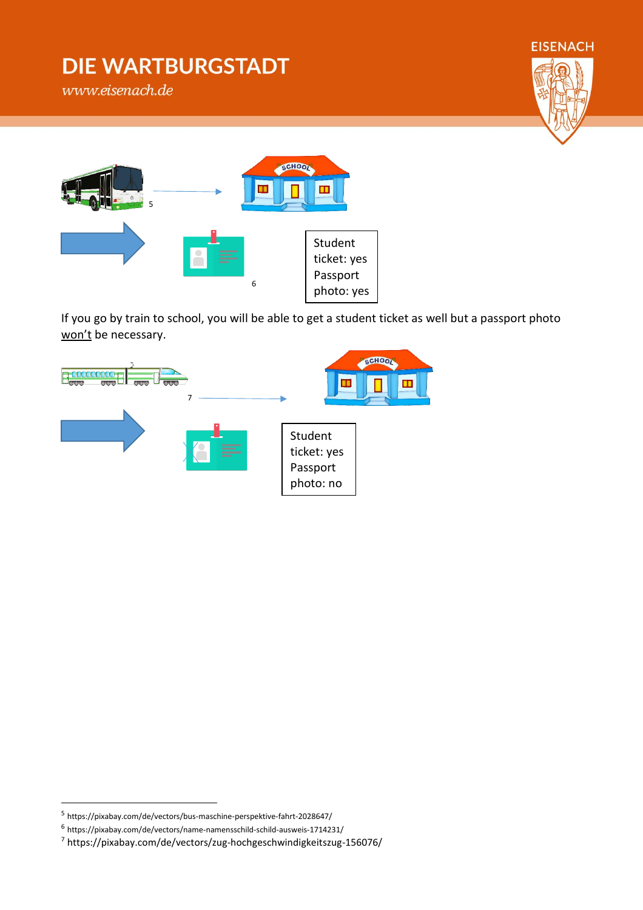Student ticket: yes
Passport photo: yes

If you go by train to school, you will be able to get a student ticket as well but a passport photo <u>won't</u> be necessary.

Student ticket: yes
Passport photo: no

[5] https://pixabay.com/de/vectors/bus-maschine-perspektive-fahrt-2028647/

[6] https://pixabay.com/de/vectors/name-namensschild-schild-ausweis-1714231/

[7] https://pixabay.com/de/vectors/zug-hochgeschwindigkeitszug-156076/